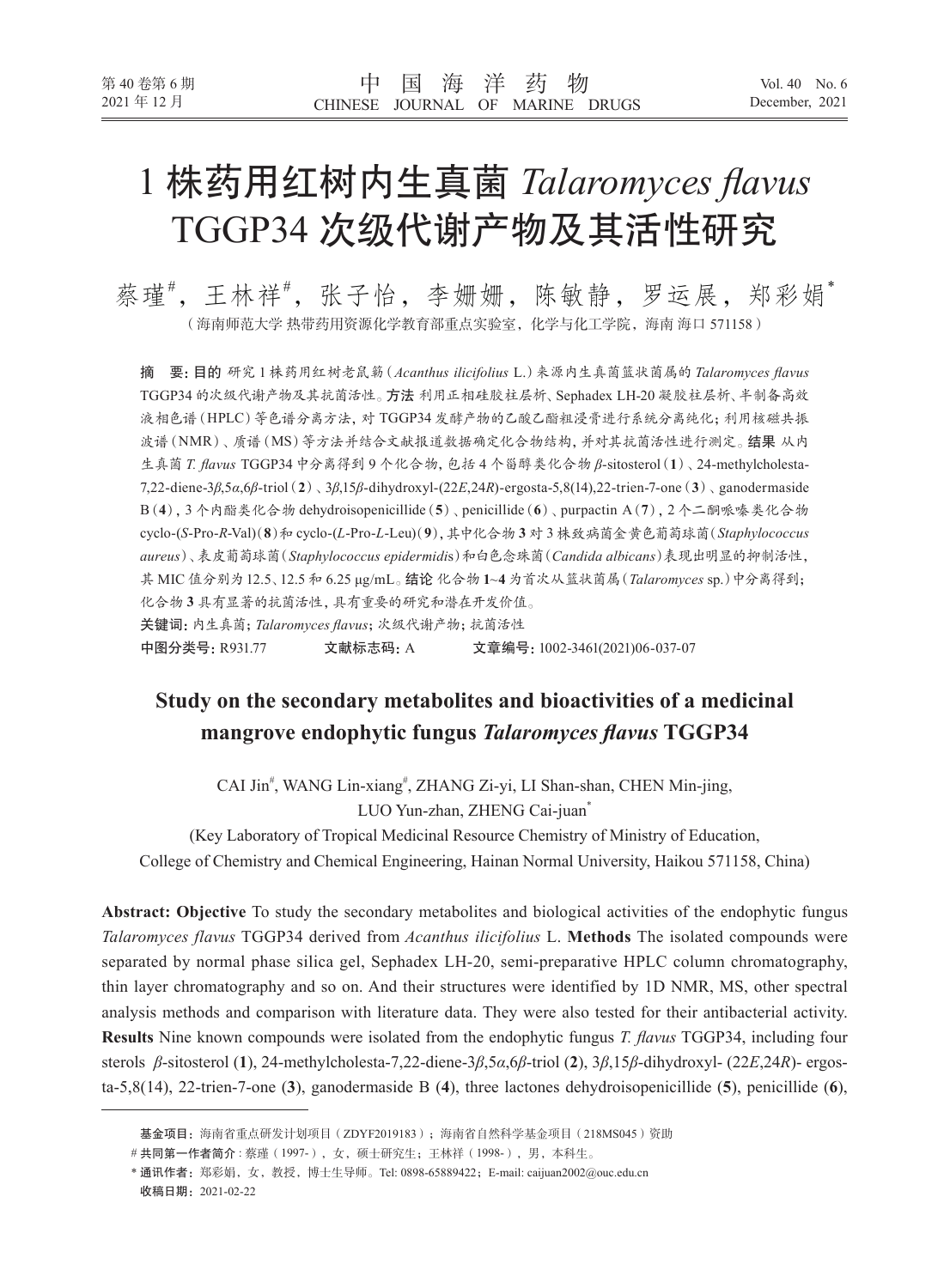# 1 株药用红树内生真菌 *Talaromyces flavus* TGGP34 次级代谢产物及其活性研究

蔡瑾[#]，王林祥[#]，张子怡，李姗姗，陈敏静，罗运展，郑彩娟[*]

（海南师范大学 热带药用资源化学教育部重点实验室，化学与化工学院，海南 海口 571158）

**摘　要：目的** 研究 1 株药用红树老鼠簕（*Acanthus ilicifolius* L.）来源内生真菌篮状菌属的 *Talaromyces flavus* TGGP34 的次级代谢产物及其抗菌活性。**方法** 利用正相硅胶柱层析、Sephadex LH-20 凝胶柱层析、半制备高效液相色谱（HPLC）等色谱分离方法，对 TGGP34 发酵产物的乙酸乙酯粗浸膏进行系统分离纯化；利用核磁共振波谱（NMR）、质谱（MS）等方法并结合文献报道数据确定化合物结构，并对其抗菌活性进行测定。**结果** 从内生真菌 *T. flavus* TGGP34 中分离得到 9 个化合物，包括 4 个甾醇类化合物 *β*-sitosterol（**1**）、24-methylcholesta-7,22-diene-3*β*,5*α*,6*β*-triol（**2**）、3*β*,15*β*-dihydroxyl-(22*E*,24*R*)-ergosta-5,8(14),22-trien-7-one（**3**）、ganodermaside B（**4**），3 个内酯类化合物 dehydroisopenicillide（**5**）、penicillide（**6**）、purpactin A（**7**），2 个二酮哌嗪类化合物 cyclo-(*S*-Pro-*R*-Val)（**8**）和 cyclo-(*L*-Pro-*L*-Leu)（**9**），其中化合物 **3** 对 3 株致病菌金黄色葡萄球菌（*Staphylococcus aureus*）、表皮葡萄球菌（*Staphylococcus epidermidis*）和白色念珠菌（*Candida albicans*）表现出明显的抑制活性，其 MIC 值分别为 12.5、12.5 和 6.25 μg/mL。**结论** 化合物 **1**~**4** 为首次从篮状菌属（*Talaromyces* sp.）中分离得到；化合物 **3** 具有显著的抗菌活性，具有重要的研究和潜在开发价值。

**关键词：** 内生真菌；*Talaromyces flavus*；次级代谢产物；抗菌活性

**中图分类号：** R931.77　　**文献标志码：** A　　**文章编号：** 1002-3461(2021)06-037-07

## Study on the secondary metabolites and bioactivities of a medicinal mangrove endophytic fungus *Talaromyces flavus* TGGP34

CAI Jin[#], WANG Lin-xiang[#], ZHANG Zi-yi, LI Shan-shan, CHEN Min-jing, LUO Yun-zhan, ZHENG Cai-juan[*]

(Key Laboratory of Tropical Medicinal Resource Chemistry of Ministry of Education, College of Chemistry and Chemical Engineering, Hainan Normal University, Haikou 571158, China)

**Abstract: Objective** To study the secondary metabolites and biological activities of the endophytic fungus *Talaromyces flavus* TGGP34 derived from *Acanthus ilicifolius* L. **Methods** The isolated compounds were separated by normal phase silica gel, Sephadex LH-20, semi-preparative HPLC column chromatography, thin layer chromatography and so on. And their structures were identified by 1D NMR, MS, other spectral analysis methods and comparison with literature data. They were also tested for their antibacterial activity. **Results** Nine known compounds were isolated from the endophytic fungus *T. flavus* TGGP34, including four sterols *β*-sitosterol (**1**), 24-methylcholesta-7,22-diene-3*β*,5*α*,6*β*-triol (**2**), 3*β*,15*β*-dihydroxyl- (22*E*,24*R*)- ergosta-5,8(14), 22-trien-7-one (**3**), ganodermaside B (**4**), three lactones dehydroisopenicillide (**5**), penicillide (**6**),

---

**基金项目：** 海南省重点研发计划项目（ZDYF2019183）；海南省自然科学基金项目（218MS045）资助

\# **共同第一作者简介**：蔡瑾（1997-），女，硕士研究生；王林祥（1998-），男，本科生。

\* **通讯作者：** 郑彩娟，女，教授，博士生导师。Tel: 0898-65889422；E-mail: caijuan2002@ouc.edu.cn

**收稿日期：** 2021-02-22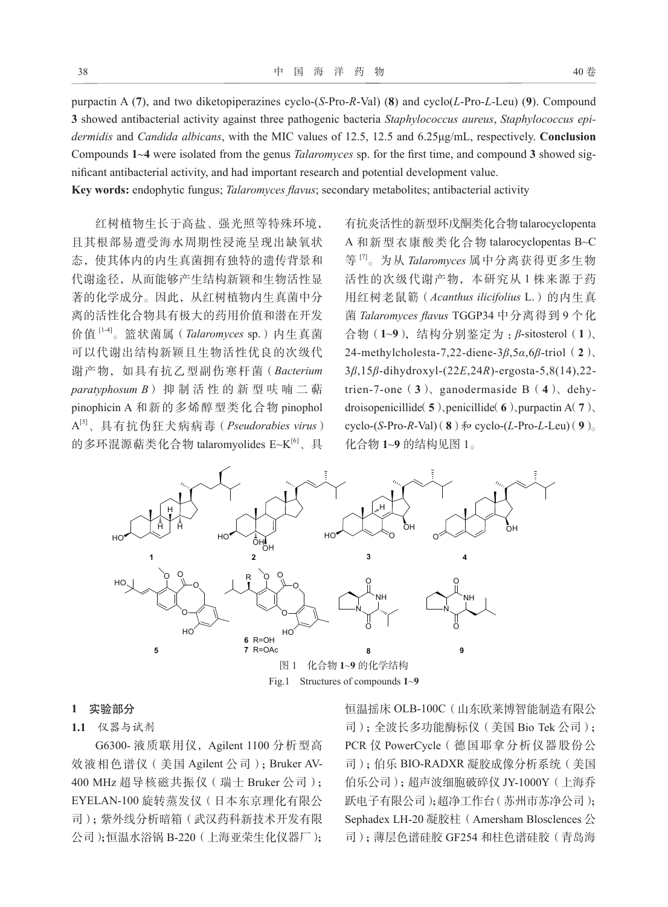purpactin A (**7**), and two diketopiperazines cyclo-(*S*-Pro-*R*-Val) (**8**) and cyclo(*L*-Pro-*L*-Leu) (**9**). Compound **3** showed antibacterial activity against three pathogenic bacteria *Staphylococcus aureus*, *Staphylococcus epidermidis* and *Candida albicans*, with the MIC values of 12.5, 12.5 and 6.25μg/mL, respectively. **Conclusion** Compounds **1~4** were isolated from the genus *Talaromyces* sp. for the first time, and compound **3** showed significant antibacterial activity, and had important research and potential development value.

**Key words:** endophytic fungus; *Talaromyces flavus*; secondary metabolites; antibacterial activity

红树植物生长于高盐、强光照等特殊环境，且其根部易遭受海水周期性浸淹呈现出缺氧状态，使其体内的内生真菌拥有独特的遗传背景和代谢途径，从而能够产生结构新颖和生物活性显著的化学成分。因此，从红树植物内生真菌中分离的活性化合物具有极大的药用价值和潜在开发价值[1-4]。篮状菌属（*Talaromyces* sp.）内生真菌可以代谢出结构新颖且生物活性优良的次级代谢产物，如具有抗乙型副伤寒杆菌（*Bacterium paratyphosum B*）抑制活性的新型呋喃二萜pinophicin A和新的多烯醇型类化合物pinophol A[5]、具有抗伪狂犬病病毒（*Pseudorabies virus*）的多环混源萜类化合物talaromyolides E~K[6]、具有抗炎活性的新型环戊酮类化合物talarocyclopenta A和新型衣康酸类化合物talarocyclopentas B~C等[7]。为从*Talaromyces*属中分离获得更多生物活性的次级代谢产物，本研究从1株来源于药用红树老鼠簕（*Acanthus ilicifolius* L.）的内生真菌*Talaromyces flavus* TGGP34中分离得到9个化合物（**1~9**），结构分别鉴定为：*β*-sitosterol（**1**）、24-methylcholesta-7,22-diene-3*β*,5*α*,6*β*-triol（**2**）、3*β*,15*β*-dihydroxyl-(22*E*,24*R*)-ergosta-5,8(14),22-trien-7-one（**3**）、ganodermaside B（**4**）、dehydroisopenicillide（**5**）、penicillide（**6**）、purpactin A（**7**）、cyclo-(*S*-Pro-*R*-Val)（**8**）和cyclo-(*L*-Pro-*L*-Leu)（**9**）。化合物**1~9**的结构见图1。

图1　化合物**1~9**的化学结构

Fig.1　Structures of compounds **1~9**

## 1　实验部分

### 1.1　仪器与试剂

G6300-液质联用仪，Agilent 1100分析型高效液相色谱仪（美国Agilent公司）；Bruker AV-400 MHz超导核磁共振仪（瑞士Bruker公司）；EYELAN-100旋转蒸发仪（日本东京理化有限公司）；紫外线分析暗箱（武汉药科新技术开发有限公司）；恒温水浴锅B-220（上海亚荣生化仪器厂）；恒温摇床OLB-100C（山东欧莱博智能制造有限公司）；全波长多功能酶标仪（美国Bio Tek公司）；PCR仪PowerCycle（德国耶拿分析仪器股份公司）；伯乐BIO-RADXR凝胶成像分析系统（美国伯乐公司）；超声波细胞破碎仪JY-1000Y（上海乔跃电子有限公司）；超净工作台（苏州市苏净公司）；Sephadex LH-20凝胶柱（Amersham Blosclences公司）；薄层色谱硅胶GF254和柱色谱硅胶（青岛海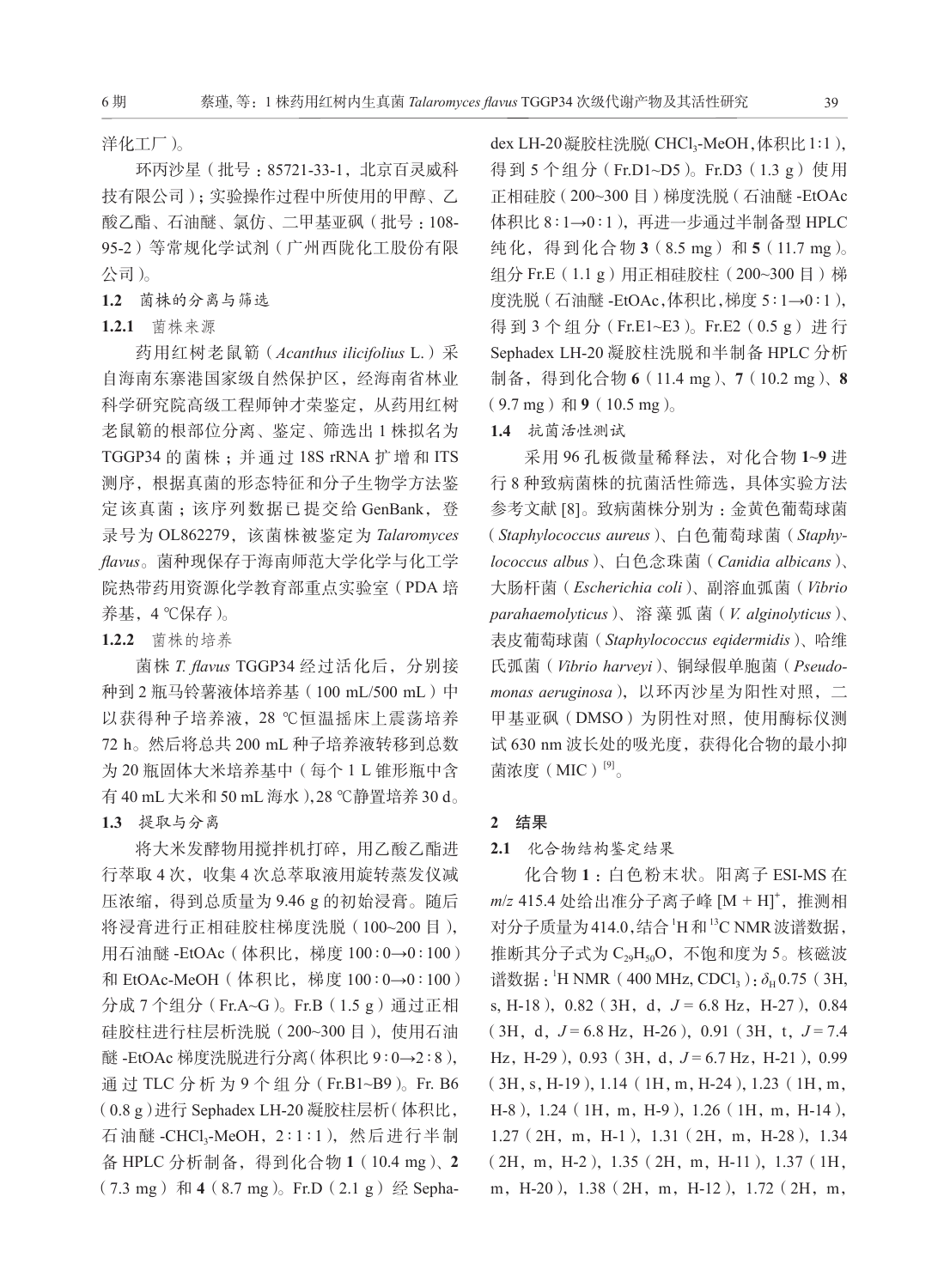洋化工厂）。

环丙沙星（批号：85721-33-1，北京百灵威科技有限公司）；实验操作过程中所使用的甲醇、乙酸乙酯、石油醚、氯仿、二甲基亚砜（批号：108-95-2）等常规化学试剂（广州西陇化工股份有限公司）。

### 1.2 菌株的分离与筛选

#### 1.2.1 菌株来源

药用红树老鼠簕（*Acanthus ilicifolius* L.）采自海南东寨港国家级自然保护区，经海南省林业科学研究院高级工程师钟才荣鉴定，从药用红树老鼠簕的根部位分离、鉴定、筛选出 1 株拟名为 TGGP34 的菌株；并通过 18S rRNA 扩增和 ITS 测序，根据真菌的形态特征和分子生物学方法鉴定该真菌；该序列数据已提交给 GenBank，登录号为 OL862279，该菌株被鉴定为 *Talaromyces flavus*。菌种现保存于海南师范大学化学与化工学院热带药用资源化学教育部重点实验室（PDA 培养基，4 ℃保存）。

#### 1.2.2 菌株的培养

菌株 *T. flavus* TGGP34 经过活化后，分别接种到 2 瓶马铃薯液体培养基（100 mL/500 mL）中以获得种子培养液，28 ℃恒温摇床上震荡培养 72 h。然后将总共 200 mL 种子培养液转移到总数为 20 瓶固体大米培养基中（每个 1 L 锥形瓶中含有 40 mL 大米和 50 mL 海水），28 ℃静置培养 30 d。

### 1.3 提取与分离

将大米发酵物用搅拌机打碎，用乙酸乙酯进行萃取 4 次，收集 4 次总萃取液用旋转蒸发仪减压浓缩，得到总质量为 9.46 g 的初始浸膏。随后将浸膏进行正相硅胶柱梯度洗脱（100~200 目），用石油醚 -EtOAc（体积比，梯度 100∶0→0∶100）和 EtOAc-MeOH（体积比，梯度 100∶0→0∶100）分成 7 个组分（Fr.A~G）。Fr.B（1.5 g）通过正相硅胶柱进行柱层析洗脱（200~300 目），使用石油醚 -EtOAc 梯度洗脱进行分离（体积比 9∶0→2∶8），通过 TLC 分析为 9 个组分（Fr.B1~B9）。Fr. B6（0.8 g）进行 Sephadex LH-20 凝胶柱层析（体积比，石油醚 -$CHCl_3$-MeOH，2∶1∶1），然后进行半制备 HPLC 分析制备，得到化合物 **1**（10.4 mg）、**2**（7.3 mg）和 **4**（8.7 mg）。Fr.D（2.1 g）经 Sephadex LH-20 凝胶柱洗脱（$CHCl_3$-MeOH，体积比 1∶1），得到 5 个组分（Fr.D1~D5）。Fr.D3（1.3 g）使用正相硅胶（200~300 目）梯度洗脱（石油醚 -EtOAc 体积比 8∶1→0∶1），再进一步通过半制备型 HPLC 纯化，得到化合物 **3**（8.5 mg）和 **5**（11.7 mg）。组分 Fr.E（1.1 g）用正相硅胶柱（200~300 目）梯度洗脱（石油醚 -EtOAc，体积比，梯度 5∶1→0∶1），得到 3 个组分（Fr.E1~E3）。Fr.E2（0.5 g）进行 Sephadex LH-20 凝胶柱洗脱和半制备 HPLC 分析制备，得到化合物 **6**（11.4 mg）、**7**（10.2 mg）、**8**（9.7 mg）和 **9**（10.5 mg）。

### 1.4 抗菌活性测试

采用 96 孔板微量稀释法，对化合物 **1**~**9** 进行 8 种致病菌株的抗菌活性筛选，具体实验方法参考文献 [8]。致病菌株分别为：金黄色葡萄球菌（*Staphylococcus aureus*）、白色葡萄球菌（*Staphylococcus albus*）、白色念珠菌（*Canidia albicans*）、大肠杆菌（*Escherichia coli*）、副溶血弧菌（*Vibrio parahaemolyticus*）、溶藻弧菌（*V. alginolyticus*）、表皮葡萄球菌（*Staphylococcus eqidermidis*）、哈维氏弧菌（*Vibrio harveyi*）、铜绿假单胞菌（*Pseudomonas aeruginosa*），以环丙沙星为阳性对照，二甲基亚砜（DMSO）为阴性对照，使用酶标仪测试 630 nm 波长处的吸光度，获得化合物的最小抑菌浓度（MIC）[9]。

## 2 结果

### 2.1 化合物结构鉴定结果

化合物 **1**：白色粉末状。阳离子 ESI-MS 在 $m/z$ 415.4 处给出准分子离子峰 $[M + H]^+$，推测相对分子质量为 414.0，结合 $^1H$ 和 $^{13}C$ NMR 波谱数据，推断其分子式为 $C_{29}H_{50}O$，不饱和度为 5。核磁波谱数据：$^1H$ NMR（400 MHz, $CDCl_3$）：$\delta_H$ 0.75（3H, s, H-18），0.82（3H，d，$J$ = 6.8 Hz，H-27），0.84（3H，d，$J$ = 6.8 Hz，H-26），0.91（3H，t，$J$ = 7.4 Hz，H-29），0.93（3H，d，$J$ = 6.7 Hz，H-21），0.99（3H, s, H-19），1.14（1H, m, H-24），1.23（1H, m, H-8），1.24（1H，m，H-9），1.26（1H，m，H-14），1.27（2H，m，H-1），1.31（2H，m，H-28），1.34（2H，m，H-2），1.35（2H，m，H-11），1.37（1H，m，H-20），1.38（2H，m，H-12），1.72（2H，m，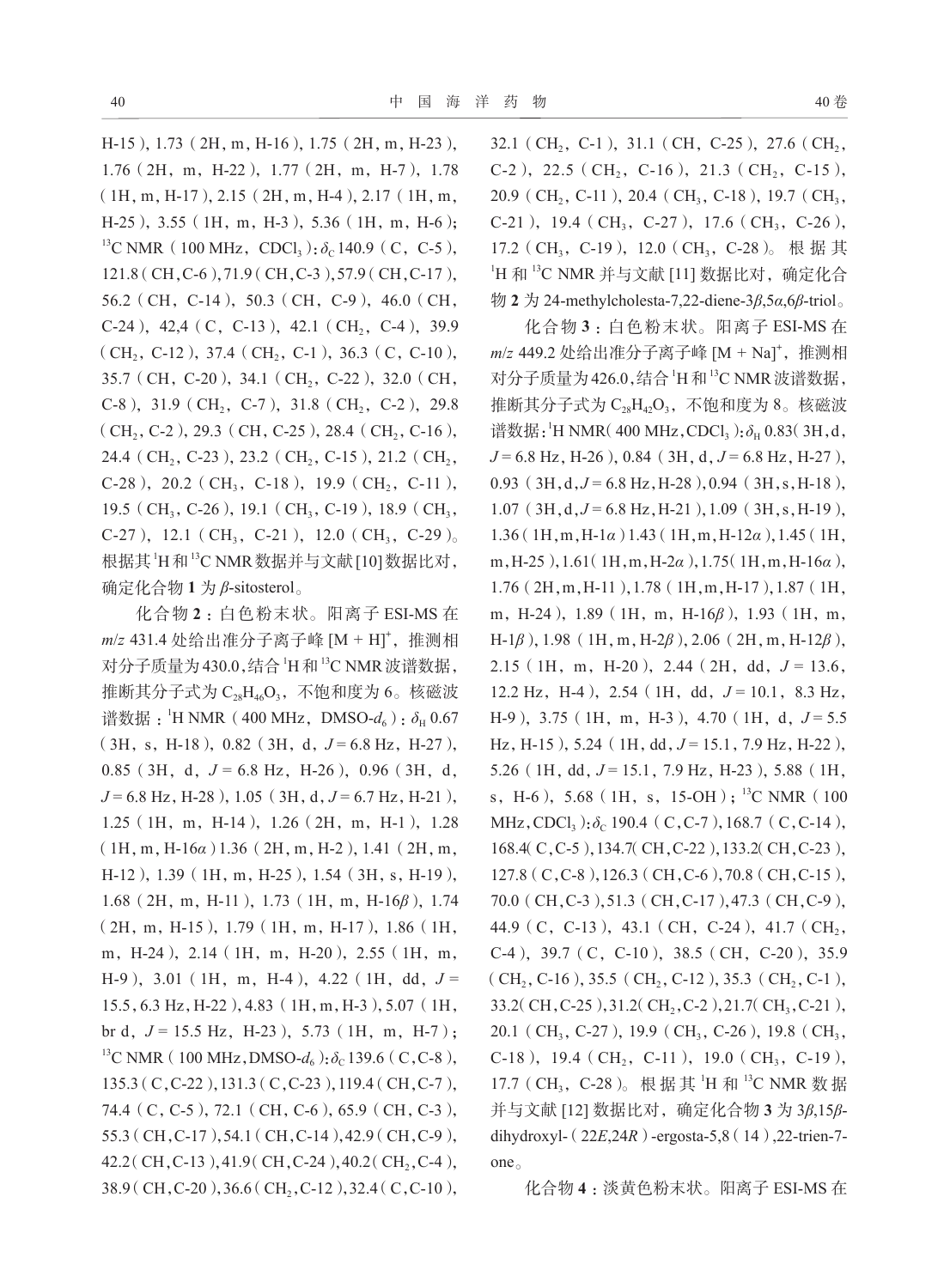H-15), 1.73 (2H, m, H-16), 1.75 (2H, m, H-23), 1.76 (2H, m, H-22), 1.77 (2H, m, H-7), 1.78 (1H, m, H-17), 2.15 (2H, m, H-4), 2.17 (1H, m, H-25), 3.55 (1H, m, H-3), 5.36 (1H, m, H-6); $^{13}$C NMR (100 MHz, $CDCl_3$): $\delta_C$ 140.9 (C, C-5), 121.8 (CH, C-6), 71.9 (CH, C-3), 57.9 (CH, C-17), 56.2 (CH, C-14), 50.3 (CH, C-9), 46.0 (CH, C-24), 42,4 (C, C-13), 42.1 ($CH_2$, C-4), 39.9 ($CH_2$, C-12), 37.4 ($CH_2$, C-1), 36.3 (C, C-10), 35.7 (CH, C-20), 34.1 ($CH_2$, C-22), 32.0 (CH, C-8), 31.9 ($CH_2$, C-7), 31.8 ($CH_2$, C-2), 29.8 ($CH_2$, C-2), 29.3 (CH, C-25), 28.4 ($CH_2$, C-16), 24.4 ($CH_2$, C-23), 23.2 ($CH_2$, C-15), 21.2 ($CH_2$, C-28), 20.2 ($CH_3$, C-18), 19.9 ($CH_2$, C-11), 19.5 ($CH_3$, C-26), 19.1 ($CH_3$, C-19), 18.9 ($CH_3$, C-27), 12.1 ($CH_3$, C-21), 12.0 ($CH_3$, C-29)。根据其$^1$H和$^{13}$C NMR数据并与文献[10]数据比对，确定化合物**1**为*β*-sitosterol。

化合物**2**：白色粉末状。阳离子ESI-MS在*m/z* 431.4处给出准分子离子峰[M + H]$^+$，推测相对分子质量为430.0，结合$^1$H和$^{13}$C NMR波谱数据，推断其分子式为$C_{28}H_{46}O_3$，不饱和度为6。核磁波谱数据：$^1$H NMR (400 MHz, DMSO-$d_6$): $\delta_H$ 0.67 (3H, s, H-18), 0.82 (3H, d, *J* = 6.8 Hz, H-27), 0.85 (3H, d, *J* = 6.8 Hz, H-26), 0.96 (3H, d, *J* = 6.8 Hz, H-28), 1.05 (3H, d, *J* = 6.7 Hz, H-21), 1.25 (1H, m, H-14), 1.26 (2H, m, H-1), 1.28 (1H, m, H-16*α*) 1.36 (2H, m, H-2), 1.41 (2H, m, H-12), 1.39 (1H, m, H-25), 1.54 (3H, s, H-19), 1.68 (2H, m, H-11), 1.73 (1H, m, H-16*β*), 1.74 (2H, m, H-15), 1.79 (1H, m, H-17), 1.86 (1H, m, H-24), 2.14 (1H, m, H-20), 2.55 (1H, m, H-9), 3.01 (1H, m, H-4), 4.22 (1H, dd, *J* = 15.5, 6.3 Hz, H-22), 4.83 (1H, m, H-3), 5.07 (1H, br d, *J* = 15.5 Hz, H-23), 5.73 (1H, m, H-7); $^{13}$C NMR (100 MHz, DMSO-$d_6$): $\delta_C$ 139.6 (C, C-8), 135.3 (C, C-22), 131.3 (C, C-23), 119.4 (CH, C-7), 74.4 (C, C-5), 72.1 (CH, C-6), 65.9 (CH, C-3), 55.3 (CH, C-17), 54.1 (CH, C-14), 42.9 (CH, C-9), 42.2 (CH, C-13), 41.9 (CH, C-24), 40.2 ($CH_2$, C-4), 38.9 (CH, C-20), 36.6 ($CH_2$, C-12), 32.4 (C, C-10), 32.1 ($CH_2$, C-1), 31.1 (CH, C-25), 27.6 ($CH_2$, C-2), 22.5 ($CH_2$, C-16), 21.3 ($CH_2$, C-15), 20.9 ($CH_2$, C-11), 20.4 ($CH_3$, C-18), 19.7 ($CH_3$, C-21), 19.4 ($CH_3$, C-27), 17.6 ($CH_3$, C-26), 17.2 ($CH_3$, C-19), 12.0 ($CH_3$, C-28)。根据其$^1$H和$^{13}$C NMR并与文献[11]数据比对，确定化合物**2**为24-methylcholesta-7,22-diene-3*β*,5*α*,6*β*-triol。

化合物**3**：白色粉末状。阳离子ESI-MS在*m/z* 449.2处给出准分子离子峰[M + Na]$^+$，推测相对分子质量为426.0，结合$^1$H和$^{13}$C NMR波谱数据，推断其分子式为$C_{28}H_{42}O_3$，不饱和度为8。核磁波谱数据：$^1$H NMR (400 MHz, $CDCl_3$): $\delta_H$ 0.83 (3H, d, *J* = 6.8 Hz, H-26), 0.84 (3H, d, *J* = 6.8 Hz, H-27), 0.93 (3H, d, *J* = 6.8 Hz, H-28), 0.94 (3H, s, H-18), 1.07 (3H, d, *J* = 6.8 Hz, H-21), 1.09 (3H, s, H-19), 1.36 (1H, m, H-1*α*) 1.43 (1H, m, H-12*α*), 1.45 (1H, m, H-25), 1.61 (1H, m, H-2*α*), 1.75 (1H, m, H-16*α*), 1.76 (2H, m, H-11), 1.78 (1H, m, H-17), 1.87 (1H, m, H-24), 1.89 (1H, m, H-16*β*), 1.93 (1H, m, H-1*β*), 1.98 (1H, m, H-2*β*), 2.06 (2H, m, H-12*β*), 2.15 (1H, m, H-20), 2.44 (2H, dd, *J* = 13.6, 12.2 Hz, H-4), 2.54 (1H, dd, *J* = 10.1, 8.3 Hz, H-9), 3.75 (1H, m, H-3), 4.70 (1H, d, *J* = 5.5 Hz, H-15), 5.24 (1H, dd, *J* = 15.1, 7.9 Hz, H-22), 5.26 (1H, dd, *J* = 15.1, 7.9 Hz, H-23), 5.88 (1H, s, H-6), 5.68 (1H, s, 15-OH); $^{13}$C NMR (100 MHz, $CDCl_3$): $\delta_C$ 190.4 (C, C-7), 168.7 (C, C-14), 168.4 (C, C-5), 134.7 (CH, C-22), 133.2 (CH, C-23), 127.8 (C, C-8), 126.3 (CH, C-6), 70.8 (CH, C-15), 70.0 (CH, C-3), 51.3 (CH, C-17), 47.3 (CH, C-9), 44.9 (C, C-13), 43.1 (CH, C-24), 41.7 ($CH_2$, C-4), 39.7 (C, C-10), 38.5 (CH, C-20), 35.9 ($CH_2$, C-16), 35.5 ($CH_2$, C-12), 35.3 ($CH_2$, C-1), 33.2 (CH, C-25), 31.2 ($CH_2$, C-2), 21.7 ($CH_3$, C-21), 20.1 ($CH_3$, C-27), 19.9 ($CH_3$, C-26), 19.8 ($CH_3$, C-18), 19.4 ($CH_2$, C-11), 19.0 ($CH_3$, C-19), 17.7 ($CH_3$, C-28)。根据其$^1$H和$^{13}$C NMR数据并与文献[12]数据比对，确定化合物**3**为3*β*,15*β*-dihydroxyl-(22*E*,24*R*)-ergosta-5,8(14),22-trien-7-one。

化合物**4**：淡黄色粉末状。阳离子ESI-MS在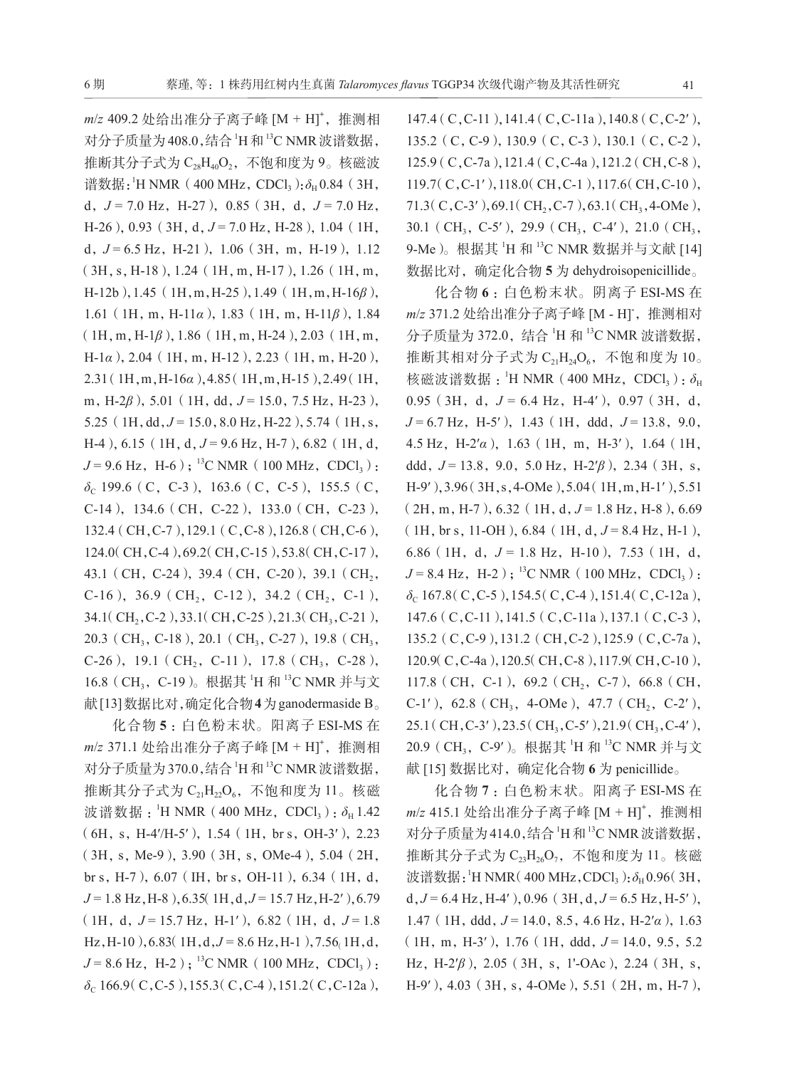$m/z$ 409.2 处给出准分子离子峰 $[M + H]^+$，推测相对分子质量为408.0，结合 $^1H$ 和 $^{13}C$ NMR 波谱数据，推断其分子式为 $C_{28}H_{40}O_2$，不饱和度为 9。核磁波谱数据：$^1H$ NMR（400 MHz，$CDCl_3$）：$\delta_H$ 0.84（3H，d，$J$ = 7.0 Hz，H-27），0.85（3H，d，$J$ = 7.0 Hz，H-26），0.93（3H，d，$J$ = 7.0 Hz，H-28），1.04（1H，d，$J$ = 6.5 Hz，H-21），1.06（3H，m，H-19），1.12（3H，s，H-18），1.24（1H，m，H-17），1.26（1H，m，H-12b），1.45（1H，m，H-25），1.49（1H，m，H-16$\beta$），1.61（1H，m，H-11$\alpha$），1.83（1H，m，H-11$\beta$），1.84（1H，m，H-1$\beta$），1.86（1H，m，H-24），2.03（1H，m，H-1$\alpha$），2.04（1H，m，H-12），2.23（1H，m，H-20），2.31（1H，m，H-16$\alpha$），4.85（1H，m，H-15），2.49（1H，m，H-2$\beta$），5.01（1H，dd，$J$ = 15.0，7.5 Hz，H-23），5.25（1H，dd，$J$ = 15.0，8.0 Hz，H-22），5.74（1H，s，H-4），6.15（1H，d，$J$ = 9.6 Hz，H-7），6.82（1H，d，$J$ = 9.6 Hz，H-6）；$^{13}C$ NMR（100 MHz，$CDCl_3$）：$\delta_C$ 199.6（C，C-3），163.6（C，C-5），155.5（C，C-14），134.6（CH，C-22），133.0（CH，C-23），132.4（CH，C-7），129.1（C，C-8），126.8（CH，C-6），124.0（CH，C-4），69.2（CH，C-15），53.8（CH，C-17），43.1（CH，C-24），39.4（CH，C-20），39.1（$CH_2$，C-16），36.9（$CH_2$，C-12），34.2（$CH_2$，C-1），34.1（$CH_2$，C-2），33.1（CH，C-25），21.3（$CH_3$，C-21），20.3（$CH_3$，C-18），20.1（$CH_3$，C-27），19.8（$CH_3$，C-26），19.1（$CH_2$，C-11），17.8（$CH_3$，C-28），16.8（$CH_3$，C-19）。根据其 $^1H$ 和 $^{13}C$ NMR 并与文献[13]数据比对，确定化合物 **4** 为 ganodermaside B。

化合物 **5**：白色粉末状。阳离子 ESI-MS 在 $m/z$ 371.1 处给出准分子离子峰 $[M + H]^+$，推测相对分子质量为370.0，结合 $^1H$ 和 $^{13}C$ NMR 波谱数据，推断其分子式为 $C_{21}H_{22}O_6$，不饱和度为 11。核磁波谱数据：$^1H$ NMR（400 MHz，$CDCl_3$）：$\delta_H$ 1.42（6H，s，H-4′/H-5′），1.54（1H，br s，OH-3′），2.23（3H，s，Me-9），3.90（3H，s，OMe-4），5.04（2H，br s，H-7），6.07（IH，br s，OH-11），6.34（1H，d，$J$ = 1.8 Hz，H-8），6.35（1H，d，$J$ = 15.7 Hz，H-2′），6.79（1H，d，$J$ = 15.7 Hz，H-1′），6.82（1H，d，$J$ = 1.8 Hz，H-10），6.83（1H，d，$J$ = 8.6 Hz，H-1），7.56（1H，d，$J$ = 8.6 Hz，H-2）；$^{13}C$ NMR（100 MHz，$CDCl_3$）：$\delta_C$ 166.9（C，C-5），155.3（C，C-4），151.2（C，C-12a），147.4（C，C-11），141.4（C，C-11a），140.8（C，C-2′），135.2（C，C-9），130.9（C，C-3），130.1（C，C-2），125.9（C，C-7a），121.4（C，C-4a），121.2（CH，C-8），119.7（C，C-1′），118.0（CH，C-1），117.6（CH，C-10），71.3（C，C-3′），69.1（$CH_2$，C-7），63.1（$CH_3$，4-OMe），30.1（$CH_3$，C-5′），29.9（$CH_3$，C-4′），21.0（$CH_3$，9-Me）。根据其 $^1H$ 和 $^{13}C$ NMR 数据并与文献[14]数据比对，确定化合物 **5** 为 dehydroisopenicillide。

化合物 **6**：白色粉末状。阴离子 ESI-MS 在 $m/z$ 371.2 处给出准分子离子峰 $[M - H]^-$，推测相对分子质量为 372.0，结合 $^1H$ 和 $^{13}C$ NMR 波谱数据，推断其相对分子式为 $C_{21}H_{24}O_6$，不饱和度为 10。核磁波谱数据：$^1H$ NMR（400 MHz，$CDCl_3$）：$\delta_H$ 0.95（3H，d，$J$ = 6.4 Hz，H-4′），0.97（3H，d，$J$ = 6.7 Hz，H-5′），1.43（1H，ddd，$J$ = 13.8，9.0，4.5 Hz，H-2′$\alpha$），1.63（1H，m，H-3′），1.64（1H，ddd，$J$ = 13.8，9.0，5.0 Hz，H-2′$\beta$），2.34（3H，s，H-9′），3.96（3H，s，4-OMe），5.04（1H，m，H-1′），5.51（2H，m，H-7），6.32（1H，d，$J$ = 1.8 Hz，H-8），6.69（1H，br s，11-OH），6.84（1H，d，$J$ = 8.4 Hz，H-1），6.86（1H，d，$J$ = 1.8 Hz，H-10），7.53（1H，d，$J$ = 8.4 Hz，H-2）；$^{13}C$ NMR（100 MHz，$CDCl_3$）：$\delta_C$ 167.8（C，C-5），154.5（C，C-4），151.4（C，C-12a），147.6（C，C-11），141.5（C，C-11a），137.1（C，C-3），135.2（C，C-9），131.2（CH，C-2），125.9（C，C-7a），120.9（C，C-4a），120.5（CH，C-8），117.9（CH，C-10），117.8（CH，C-1），69.2（$CH_2$，C-7），66.8（CH，C-1′），62.8（$CH_3$，4-OMe），47.7（$CH_2$，C-2′），25.1（CH，C-3′），23.5（$CH_3$，C-5′），21.9（$CH_3$，C-4′），20.9（$CH_3$，C-9′）。根据其 $^1H$ 和 $^{13}C$ NMR 并与文献[15]数据比对，确定化合物 **6** 为 penicillide。

化合物 **7**：白色粉末状。阳离子 ESI-MS 在 $m/z$ 415.1 处给出准分子离子峰 $[M + H]^+$，推测相对分子质量为414.0，结合 $^1H$ 和 $^{13}C$ NMR 波谱数据，推断其分子式为 $C_{23}H_{26}O_7$，不饱和度为 11。核磁波谱数据：$^1H$ NMR（400 MHz，$CDCl_3$）：$\delta_H$ 0.96（3H，d，$J$ = 6.4 Hz，H-4′），0.96（3H，d，$J$ = 6.5 Hz，H-5′），1.47（1H，ddd，$J$ = 14.0，8.5，4.6 Hz，H-2′$\alpha$），1.63（1H，m，H-3′），1.76（1H，ddd，$J$ = 14.0，9.5，5.2 Hz，H-2′$\beta$），2.05（3H，s，1′-OAc），2.24（3H，s，H-9′），4.03（3H，s，4-OMe），5.51（2H，m，H-7），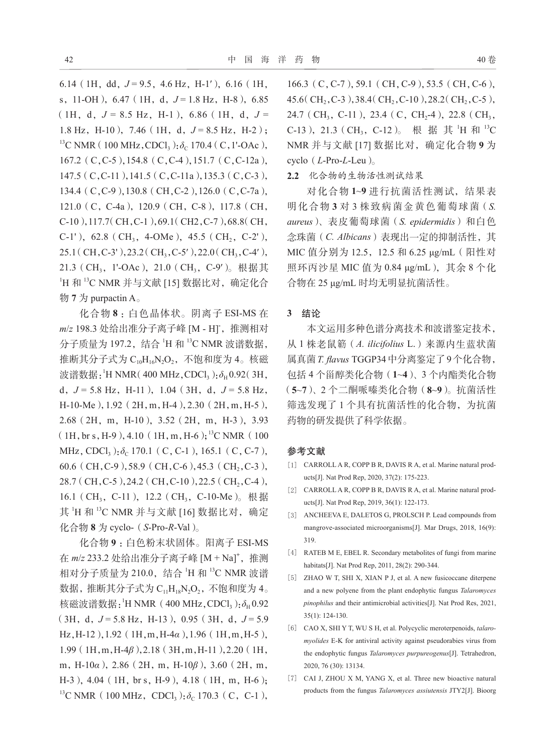6.14（1H，dd，$J$ = 9.5，4.6 Hz，H-1′），6.16（1H，s，11-OH），6.47（1H，d，$J$ = 1.8 Hz，H-8），6.85（1H，d，$J$ = 8.5 Hz，H-1），6.86（1H，d，$J$ = 1.8 Hz，H-10），7.46（1H，d，$J$ = 8.5 Hz，H-2）；$^{13}$C NMR（100 MHz，$CDCl_3$）：$\delta_C$ 170.4（C，1'-OAc），167.2（C，C-5），154.8（C，C-4），151.7（C，C-12a），147.5（C，C-11），141.5（C，C-11a），135.3（C，C-3），134.4（C，C-9），130.8（CH，C-2），126.0（C，C-7a），121.0（C，C-4a），120.9（CH，C-8），117.8（CH，C-10），117.7（CH，C-1），69.1（CH2，C-7），68.8（CH，C-1'），62.8（$CH_3$，4-OMe），45.5（$CH_2$，C-2'），25.1（CH，C-3'），23.2（$CH_3$，C-5′），22.0（$CH_3$，C-4′），21.3（$CH_3$，1'-OAc），21.0（$CH_3$，C-9′）。根据其 $^1$H 和 $^{13}$C NMR 并与文献 [15] 数据比对，确定化合物 **7** 为 purpactin A。

化合物 **8**：白色晶体状。阴离子 ESI-MS 在 $m/z$ 198.3 处给出准分子离子峰 [M - H]$^-$，推测相对分子质量为 197.2，结合 $^1$H 和 $^{13}$C NMR 波谱数据，推断其分子式为 $C_{10}H_{16}N_2O_2$，不饱和度为 4。核磁波谱数据：$^1$H NMR（400 MHz，$CDCl_3$）：$\delta_H$ 0.92（3H，d，$J$ = 5.8 Hz，H-11），1.04（3H，d，$J$ = 5.8 Hz，H-10-Me），1.92（2H，m，H-4），2.30（2H，m，H-5），2.68（2H，m，H-10），3.52（2H，m，H-3），3.93（1H，br s，H-9），4.10（1H，m，H-6）；$^{13}$C NMR（100 MHz，$CDCl_3$）：$\delta_C$ 170.1（C，C-1），165.1（C，C-7），60.6（CH，C-9），58.9（CH，C-6），45.3（$CH_2$，C-3），28.7（CH，C-5），24.2（CH，C-10），22.5（$CH_2$，C-4），16.1（$CH_3$，C-11），12.2（$CH_3$，C-10-Me）。根据其 $^1$H 和 $^{13}$C NMR 并与文献 [16] 数据比对，确定化合物 **8** 为 cyclo-（*S*-Pro-*R*-Val）。

化合物 **9**：白色粉末状固体。阳离子 ESI-MS 在 $m/z$ 233.2 处给出准分子离子峰 [M + Na]$^+$，推测相对分子质量为 210.0，结合 $^1$H 和 $^{13}$C NMR 波谱数据，推断其分子式为 $C_{11}H_{18}N_2O_2$，不饱和度为 4。核磁波谱数据：$^1$H NMR（400 MHz，$CDCl_3$）：$\delta_H$ 0.92（3H，d，$J$ = 5.8 Hz，H-13），0.95（3H，d，$J$ = 5.9 Hz，H-12），1.92（1H，m，H-4$\alpha$），1.96（1H，m，H-5），1.99（1H，m，H-4$\beta$），2.18（3H，m，H-11），2.20（1H，m，H-10$\alpha$），2.86（2H，m，H-10$\beta$），3.60（2H，m，H-3），4.04（1H，br s，H-9），4.18（1H，m，H-6）；$^{13}$C NMR（100 MHz，$CDCl_3$）：$\delta_C$ 170.3（C，C-1），166.3（C，C-7），59.1（CH，C-9），53.5（CH，C-6），45.6（$CH_2$，C-3），38.4（$CH_2$，C-10），28.2（$CH_2$，C-5），24.7（$CH_3$，C-11），23.4（C，$CH_2$-4），22.8（$CH_3$，C-13），21.3（$CH_3$，C-12）。根据其 $^1$H 和 $^{13}$C NMR 并与文献 [17] 数据比对，确定化合物 **9** 为 cyclo（*L*-Pro-*L*-Leu）。

### 2.2 化合物的生物活性测试结果

对化合物 **1~9** 进行抗菌活性测试，结果表明化合物 **3** 对 3 株致病菌金黄色葡萄球菌（*S. aureus*）、表皮葡萄球菌（*S. epidermidis*）和白色念珠菌（*C. Albicans*）表现出一定的抑制活性，其 MIC 值分别为 12.5，12.5 和 6.25 μg/mL（阳性对照环丙沙星 MIC 值为 0.84 μg/mL），其余 8 个化合物在 25 μg/mL 时均无明显抗菌活性。

## 3 结论

本文运用多种色谱分离技术和波谱鉴定技术，从 1 株老鼠簕（*A. ilicifolius* L.）来源内生蓝状菌属真菌 *T. flavus* TGGP34 中分离鉴定了 9 个化合物，包括 4 个甾醇类化合物（**1~4**）、3 个内酯类化合物（**5~7**）、2 个二酮哌嗪类化合物（**8~9**）。抗菌活性筛选发现了 1 个具有抗菌活性的化合物，为抗菌药物的研发提供了科学依据。

## 参考文献

[1] CARROLL A R, COPP B R, DAVIS R A, et al. Marine natural products[J]. Nat Prod Rep, 2020, 37(2): 175-223.

[2] CARROLL A R, COPP B R, DAVIS R A, et al. Marine natural products[J]. Nat Prod Rep, 2019, 36(1): 122-173.

[3] ANCHEEVA E, DALETOS G, PROLSCH P. Lead compounds from mangrove-associated microorganisms[J]. Mar Drugs, 2018, 16(9): 319.

[4] RATEB M E, EBEL R. Secondary metabolites of fungi from marine habitats[J]. Nat Prod Rep, 2011, 28(2): 290-344.

[5] ZHAO W T, SHI X, XIAN P J, et al. A new fusicoccane diterpene and a new polyene from the plant endophytic fungus *Talaromyces pinophilus* and their antimicrobial activities[J]. Nat Prod Res, 2021, 35(1): 124-130.

[6] CAO X, SHI Y T, WU S H, et al. Polycyclic meroterpenoids, *talaromyolides* E-K for antiviral activity against pseudorabies virus from the endophytic fungus *Talaromyces purpureogenus*[J]. Tetrahedron, 2020, 76 (30): 13134.

[7] CAI J, ZHOU X M, YANG X, et al. Three new bioactive natural products from the fungus *Talaromyces assiutensis* JTY2[J]. Bioorg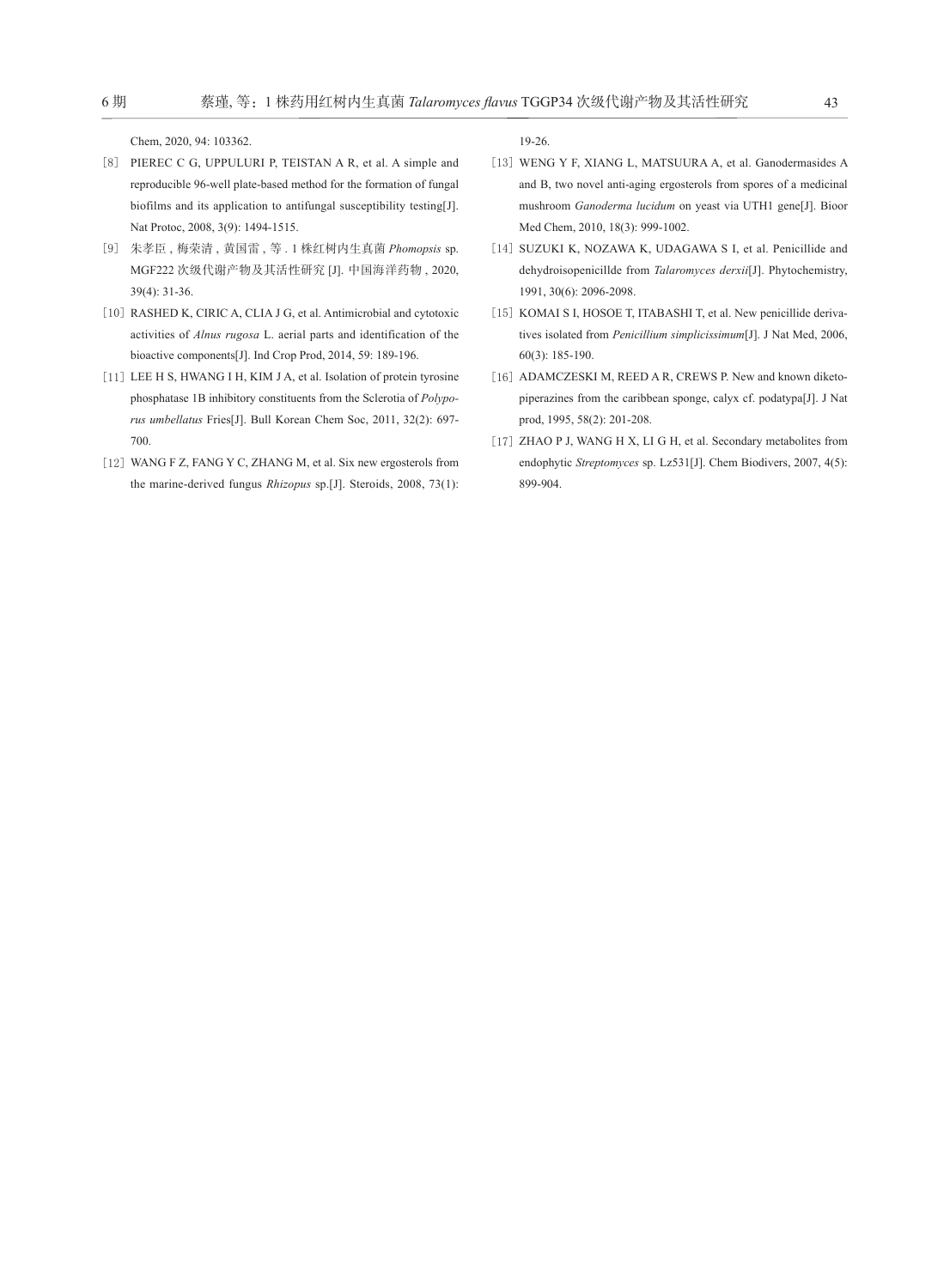Chem, 2020, 94: 103362.

[8] PIEREC C G, UPPULURI P, TEISTAN A R, et al. A simple and reproducible 96-well plate-based method for the formation of fungal biofilms and its application to antifungal susceptibility testing[J]. Nat Protoc, 2008, 3(9): 1494-1515.

[9] 朱孝臣 , 梅荣清 , 黄国雷 , 等 . 1 株红树内生真菌 *Phomopsis* sp. MGF222 次级代谢产物及其活性研究 [J]. 中国海洋药物 , 2020, 39(4): 31-36.

[10] RASHED K, CIRIC A, CLIA J G, et al. Antimicrobial and cytotoxic activities of *Alnus rugosa* L. aerial parts and identification of the bioactive components[J]. Ind Crop Prod, 2014, 59: 189-196.

[11] LEE H S, HWANG I H, KIM J A, et al. Isolation of protein tyrosine phosphatase 1B inhibitory constituents from the Sclerotia of *Polyporus umbellatus* Fries[J]. Bull Korean Chem Soc, 2011, 32(2): 697-700.

[12] WANG F Z, FANG Y C, ZHANG M, et al. Six new ergosterols from the marine-derived fungus *Rhizopus* sp.[J]. Steroids, 2008, 73(1): 19-26.

[13] WENG Y F, XIANG L, MATSUURA A, et al. Ganodermasides A and B, two novel anti-aging ergosterols from spores of a medicinal mushroom *Ganoderma lucidum* on yeast via UTH1 gene[J]. Bioor Med Chem, 2010, 18(3): 999-1002.

[14] SUZUKI K, NOZAWA K, UDAGAWA S I, et al. Penicillide and dehydroisopenicillde from *Talaromyces derxii*[J]. Phytochemistry, 1991, 30(6): 2096-2098.

[15] KOMAI S I, HOSOE T, ITABASHI T, et al. New penicillide derivatives isolated from *Penicillium simplicissimum*[J]. J Nat Med, 2006, 60(3): 185-190.

[16] ADAMCZESKI M, REED A R, CREWS P. New and known diketopiperazines from the caribbean sponge, calyx cf. podatypa[J]. J Nat prod, 1995, 58(2): 201-208.

[17] ZHAO P J, WANG H X, LI G H, et al. Secondary metabolites from endophytic *Streptomyces* sp. Lz531[J]. Chem Biodivers, 2007, 4(5): 899-904.